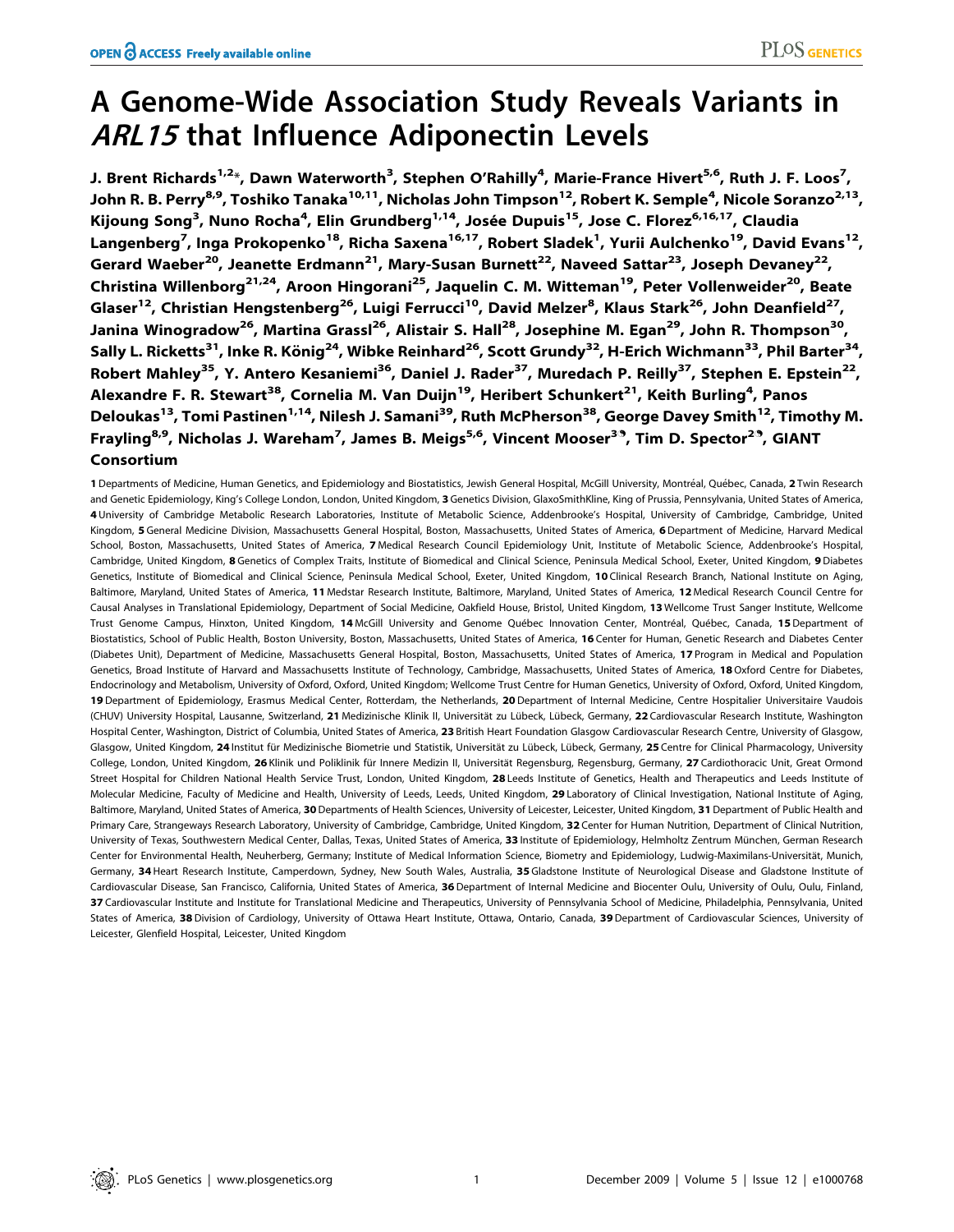# A Genome-Wide Association Study Reveals Variants in *ARL15* that Influence Adiponectin Levels

**J. Brent Richards[1,2]*, Dawn Waterworth[3], Stephen O'Rahilly[4], Marie-France Hivert[5,6], Ruth J. F. Loos[7], John R. B. Perry[8,9], Toshiko Tanaka[10,11], Nicholas John Timpson[12], Robert K. Semple[4], Nicole Soranzo[2,13], Kijoung Song[3], Nuno Rocha[4], Elin Grundberg[1,14], Josée Dupuis[15], Jose C. Florez[6,16,17], Claudia Langenberg[7], Inga Prokopenko[18], Richa Saxena[16,17], Robert Sladek[1], Yurii Aulchenko[19], David Evans[12], Gerard Waeber[20], Jeanette Erdmann[21], Mary-Susan Burnett[22], Naveed Sattar[23], Joseph Devaney[22], Christina Willenborg[21,24], Aroon Hingorani[25], Jaquelin C. M. Witteman[19], Peter Vollenweider[20], Beate Glaser[12], Christian Hengstenberg[26], Luigi Ferrucci[10], David Melzer[8], Klaus Stark[26], John Deanfield[27], Janina Winogradow[26], Martina Grassl[26], Alistair S. Hall[28], Josephine M. Egan[29], John R. Thompson[30], Sally L. Ricketts[31], Inke R. König[24], Wibke Reinhard[26], Scott Grundy[32], H-Erich Wichmann[33], Phil Barter[34], Robert Mahley[35], Y. Antero Kesaniemi[36], Daniel J. Rader[37], Muredach P. Reilly[37], Stephen E. Epstein[22], Alexandre F. R. Stewart[38], Cornelia M. Van Duijn[19], Heribert Schunkert[21], Keith Burling[4], Panos Deloukas[13], Tomi Pastinen[1,14], Nilesh J. Samani[39], Ruth McPherson[38], George Davey Smith[12], Timothy M. Frayling[8,9], Nicholas J. Wareham[7], James B. Meigs[5,6], Vincent Mooser[3]⁹, Tim D. Spector[2]⁹, GIANT Consortium**

1 Departments of Medicine, Human Genetics, and Epidemiology and Biostatistics, Jewish General Hospital, McGill University, Montréal, Québec, Canada, 2 Twin Research and Genetic Epidemiology, King's College London, London, United Kingdom, 3 Genetics Division, GlaxoSmithKline, King of Prussia, Pennsylvania, United States of America, 4 University of Cambridge Metabolic Research Laboratories, Institute of Metabolic Science, Addenbrooke's Hospital, University of Cambridge, Cambridge, United Kingdom, 5 General Medicine Division, Massachusetts General Hospital, Boston, Massachusetts, United States of America, 6 Department of Medicine, Harvard Medical School, Boston, Massachusetts, United States of America, 7 Medical Research Council Epidemiology Unit, Institute of Metabolic Science, Addenbrooke's Hospital, Cambridge, United Kingdom, 8 Genetics of Complex Traits, Institute of Biomedical and Clinical Science, Peninsula Medical School, Exeter, United Kingdom, 9 Diabetes Genetics, Institute of Biomedical and Clinical Science, Peninsula Medical School, Exeter, United Kingdom, 10 Clinical Research Branch, National Institute on Aging, Baltimore, Maryland, United States of America, 11 Medstar Research Institute, Baltimore, Maryland, United States of America, 12 Medical Research Council Centre for Causal Analyses in Translational Epidemiology, Department of Social Medicine, Oakfield House, Bristol, United Kingdom, 13 Wellcome Trust Sanger Institute, Wellcome Trust Genome Campus, Hinxton, United Kingdom, 14 McGill University and Genome Québec Innovation Center, Montréal, Québec, Canada, 15 Department of Biostatistics, School of Public Health, Boston University, Boston, Massachusetts, United States of America, 16 Center for Human, Genetic Research and Diabetes Center (Diabetes Unit), Department of Medicine, Massachusetts General Hospital, Boston, Massachusetts, United States of America, 17 Program in Medical and Population Genetics, Broad Institute of Harvard and Massachusetts Institute of Technology, Cambridge, Massachusetts, United States of America, 18 Oxford Centre for Diabetes, Endocrinology and Metabolism, University of Oxford, Oxford, United Kingdom; Wellcome Trust Centre for Human Genetics, University of Oxford, Oxford, United Kingdom, 19 Department of Epidemiology, Erasmus Medical Center, Rotterdam, the Netherlands, 20 Department of Internal Medicine, Centre Hospitalier Universitaire Vaudois (CHUV) University Hospital, Lausanne, Switzerland, 21 Medizinische Klinik II, Universität zu Lübeck, Lübeck, Germany, 22 Cardiovascular Research Institute, Washington Hospital Center, Washington, District of Columbia, United States of America, 23 British Heart Foundation Glasgow Cardiovascular Research Centre, University of Glasgow, Glasgow, United Kingdom, 24 Institut für Medizinische Biometrie und Statistik, Universität zu Lübeck, Lübeck, Germany, 25 Centre for Clinical Pharmacology, University College, London, United Kingdom, 26 Klinik und Poliklinik für Innere Medizin II, Universität Regensburg, Regensburg, Germany, 27 Cardiothoracic Unit, Great Ormond Street Hospital for Children National Health Service Trust, London, United Kingdom, 28 Leeds Institute of Genetics, Health and Therapeutics and Leeds Institute of Molecular Medicine, Faculty of Medicine and Health, University of Leeds, Leeds, United Kingdom, 29 Laboratory of Clinical Investigation, National Institute of Aging, Baltimore, Maryland, United States of America, 30 Departments of Health Sciences, University of Leicester, Leicester, United Kingdom, 31 Department of Public Health and Primary Care, Strangeways Research Laboratory, University of Cambridge, Cambridge, United Kingdom, 32 Center for Human Nutrition, Department of Clinical Nutrition, University of Texas, Southwestern Medical Center, Dallas, Texas, United States of America, 33 Institute of Epidemiology, Helmholtz Zentrum München, German Research Center for Environmental Health, Neuherberg, Germany; Institute of Medical Information Science, Biometry and Epidemiology, Ludwig-Maximilans-Universität, Munich, Germany, 34 Heart Research Institute, Camperdown, Sydney, New South Wales, Australia, 35 Gladstone Institute of Neurological Disease and Gladstone Institute of Cardiovascular Disease, San Francisco, California, United States of America, 36 Department of Internal Medicine and Biocenter Oulu, University of Oulu, Oulu, Finland, 37 Cardiovascular Institute and Institute for Translational Medicine and Therapeutics, University of Pennsylvania School of Medicine, Philadelphia, Pennsylvania, United States of America, 38 Division of Cardiology, University of Ottawa Heart Institute, Ottawa, Ontario, Canada, 39 Department of Cardiovascular Sciences, University of Leicester, Glenfield Hospital, Leicester, United Kingdom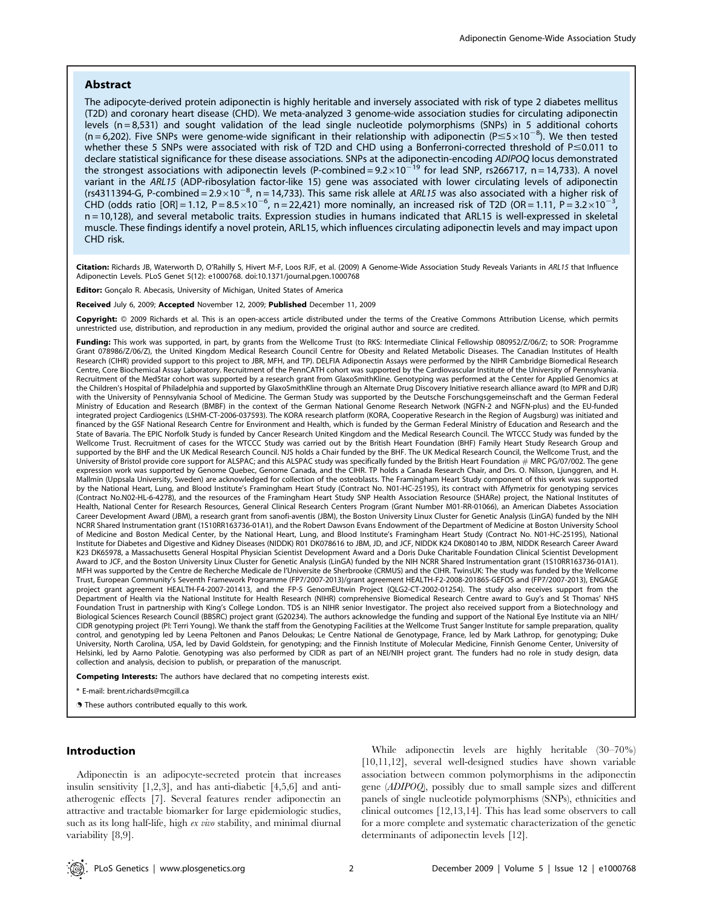## Abstract

The adipocyte-derived protein adiponectin is highly heritable and inversely associated with risk of type 2 diabetes mellitus (T2D) and coronary heart disease (CHD). We meta-analyzed 3 genome-wide association studies for circulating adiponectin levels (n = 8,531) and sought validation of the lead single nucleotide polymorphisms (SNPs) in 5 additional cohorts (n = 6,202). Five SNPs were genome-wide significant in their relationship with adiponectin ($P \leq 5 \times 10^{-8}$). We then tested whether these 5 SNPs were associated with risk of T2D and CHD using a Bonferroni-corrected threshold of $P \leq 0.011$ to declare statistical significance for these disease associations. SNPs at the adiponectin-encoding *ADIPOQ* locus demonstrated the strongest associations with adiponectin levels (P-combined = $9.2 \times 10^{-19}$ for lead SNP, rs266717, n = 14,733). A novel variant in the *ARL15* (ADP-ribosylation factor-like 15) gene was associated with lower circulating levels of adiponectin (rs4311394-G, P-combined = $2.9 \times 10^{-8}$, n = 14,733). This same risk allele at *ARL15* was also associated with a higher risk of CHD (odds ratio [OR] = 1.12, $P = 8.5 \times 10^{-6}$, n = 22,421) more nominally, an increased risk of T2D (OR = 1.11, $P = 3.2 \times 10^{-3}$, n = 10,128), and several metabolic traits. Expression studies in humans indicated that ARL15 is well-expressed in skeletal muscle. These findings identify a novel protein, ARL15, which influences circulating adiponectin levels and may impact upon CHD risk.

**Citation:** Richards JB, Waterworth D, O'Rahilly S, Hivert M-F, Loos RJF, et al. (2009) A Genome-Wide Association Study Reveals Variants in *ARL15* that Influence Adiponectin Levels. PLoS Genet 5(12): e1000768. doi:10.1371/journal.pgen.1000768

**Editor:** Gonçalo R. Abecasis, University of Michigan, United States of America

**Received** July 6, 2009; **Accepted** November 12, 2009; **Published** December 11, 2009

**Copyright:** © 2009 Richards et al. This is an open-access article distributed under the terms of the Creative Commons Attribution License, which permits unrestricted use, distribution, and reproduction in any medium, provided the original author and source are credited.

**Funding:** This work was supported, in part, by grants from the Wellcome Trust (to RKS: Intermediate Clinical Fellowship 080952/Z/06/Z; to SOR: Programme Grant 078986/Z/06/Z), the United Kingdom Medical Research Council Centre for Obesity and Related Metabolic Diseases. The Canadian Institutes of Health Research (CIHR) provided support to this project to JBR, MFH, and TP). DELFIA Adiponectin Assays were performed by the NIHR Cambridge Biomedical Research Centre, Core Biochemical Assay Laboratory. Recruitment of the PennCATH cohort was supported by the Cardiovascular Institute of the University of Pennsylvania. Recruitment of the MedStar cohort was supported by a research grant from GlaxoSmithKline. Genotyping was performed at the Center for Applied Genomics at the Children's Hospital of Philadelphia and supported by GlaxoSmithKline through an Alternate Drug Discovery Initiative research alliance award (to MPR and DJR) with the University of Pennsylvania School of Medicine. The German Study was supported by the Deutsche Forschungsgemeinschaft and the German Federal Ministry of Education and Research (BMBF) in the context of the German National Genome Research Network (NGFN-2 and NGFN-plus) and the EU-funded integrated project Cardiogenics (LSHM-CT-2006-037593). The KORA research platform (KORA, Cooperative Research in the Region of Augsburg) was initiated and financed by the GSF National Research Centre for Environment and Health, which is funded by the German Federal Ministry of Education and Research and the State of Bavaria. The EPIC Norfolk Study is funded by Cancer Research United Kingdom and the Medical Research Council. The WTCCC Study was funded by the Wellcome Trust. Recruitment of cases for the WTCCC Study was carried out by the British Heart Foundation (BHF) Family Heart Study Research Group and supported by the BHF and the UK Medical Research Council. NJS holds a Chair funded by the BHF. The UK Medical Research Council, the Wellcome Trust, and the University of Bristol provide core support for ALSPAC; and this ALSPAC study was specifically funded by the British Heart Foundation # MRC PG/07/002. The gene expression work was supported by Genome Quebec, Genome Canada, and the CIHR. TP holds a Canada Research Chair, and Drs. O. Nilsson, Ljunggren, and H. Mallmin (Uppsala University, Sweden) are acknowledged for collection of the osteoblasts. The Framingham Heart Study component of this work was supported by the National Heart, Lung, and Blood Institute's Framingham Heart Study (Contract No. N01-HC-25195), its contract with Affymetrix for genotyping services (Contract No.N02-HL-6-4278), and the resources of the Framingham Heart Study SNP Health Association Resource (SHARe) project, the National Institutes of Health, National Center for Research Resources, General Clinical Research Centers Program (Grant Number M01-RR-01066), an American Diabetes Association Career Development Award (JBM), a research grant from sanofi-aventis (JBM), the Boston University Linux Cluster for Genetic Analysis (LinGA) funded by the NIH NCRR Shared Instrumentation grant (1S10RR163736-01A1), and the Robert Dawson Evans Endowment of the Department of Medicine at Boston University School of Medicine and Boston Medical Center, by the National Heart, Lung, and Blood Institute's Framingham Heart Study (Contract No. N01-HC-25195), National Institute for Diabetes and Digestive and Kidney Diseases (NIDDK) R01 DK078616 to JBM, JD, and JCF, NIDDK K24 DK080140 to JBM, NIDDK Research Career Award K23 DK65978, a Massachusetts General Hospital Physician Scientist Development Award and a Doris Duke Charitable Foundation Clinical Scientist Development Award to JCF, and the Boston University Linux Cluster for Genetic Analysis (LinGA) funded by the NIH NCRR Shared Instrumentation grant (1S10RR163736-01A1). MFH was supported by the Centre de Recherche Medicale de l'Universite de Sherbrooke (CRMUS) and the CIHR. TwinsUK: The study was funded by the Wellcome Trust, European Community's Seventh Framework Programme (FP7/2007-2013)/grant agreement HEALTH-F2-2008-201865-GEFOS and (FP7/2007-2013), ENGAGE project grant agreement HEALTH-F4-2007-201413, and the FP-5 GenomEUtwin Project (QLG2-CT-2002-01254). The study also receives support from the Department of Health via the National Institute for Health Research (NIHR) comprehensive Biomedical Research Centre award to Guy's and St Thomas' NHS Foundation Trust in partnership with King's College London. TDS is an NIHR senior Investigator. The project also received support from a Biotechnology and Biological Sciences Research Council (BBSRC) project grant (G20234). The authors acknowledge the funding and support of the National Eye Institute via an NIH/CIDR genotyping project (PI: Terri Young). We thank the staff from the Genotyping Facilities at the Wellcome Trust Sanger Institute for sample preparation, quality control, and genotyping led by Leena Peltonen and Panos Deloukas; Le Centre National de Genotypage, France, led by Mark Lathrop, for genotyping; Duke University, North Carolina, USA, led by David Goldstein, for genotyping; and the Finnish Institute of Molecular Medicine, Finnish Genome Center, University of Helsinki, led by Aarno Palotie. Genotyping was also performed by CIDR as part of an NEI/NIH project grant. The funders had no role in study design, data collection and analysis, decision to publish, or preparation of the manuscript.

**Competing Interests:** The authors have declared that no competing interests exist.

\* E-mail: brent.richards@mcgill.ca

These authors contributed equally to this work.

## Introduction

Adiponectin is an adipocyte-secreted protein that increases insulin sensitivity [1,2,3], and has anti-diabetic [4,5,6] and anti-atherogenic effects [7]. Several features render adiponectin an attractive and tractable biomarker for large epidemiologic studies, such as its long half-life, high *ex vivo* stability, and minimal diurnal variability [8,9].

While adiponectin levels are highly heritable (30–70%) [10,11,12], several well-designed studies have shown variable association between common polymorphisms in the adiponectin gene (*ADIPOQ*), possibly due to small sample sizes and different panels of single nucleotide polymorphisms (SNPs), ethnicities and clinical outcomes [12,13,14]. This has lead some observers to call for a more complete and systematic characterization of the genetic determinants of adiponectin levels [12].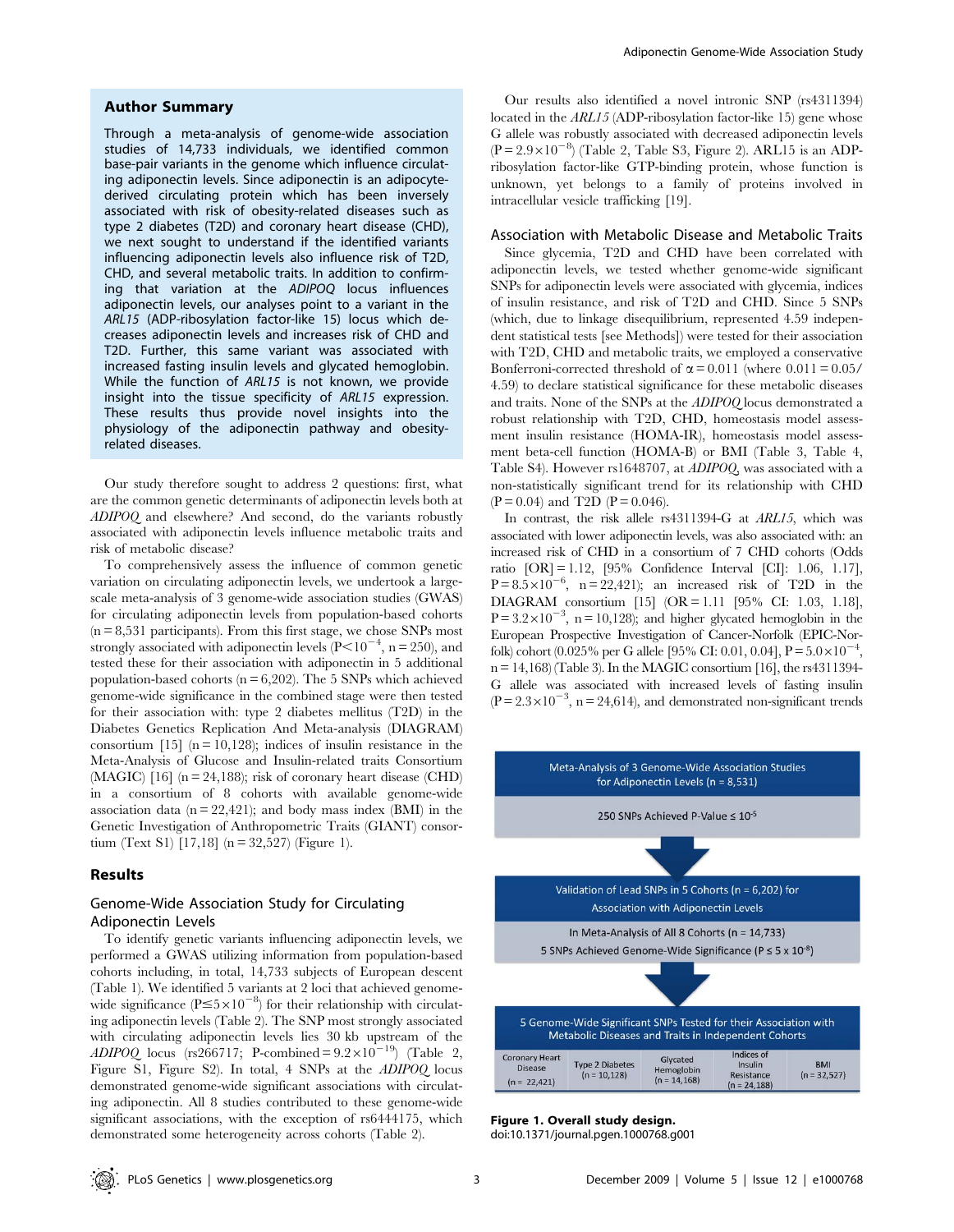## Author Summary

Through a meta-analysis of genome-wide association studies of 14,733 individuals, we identified common base-pair variants in the genome which influence circulating adiponectin levels. Since adiponectin is an adipocyte-derived circulating protein which has been inversely associated with risk of obesity-related diseases such as type 2 diabetes (T2D) and coronary heart disease (CHD), we next sought to understand if the identified variants influencing adiponectin levels also influence risk of T2D, CHD, and several metabolic traits. In addition to confirming that variation at the *ADIPOQ* locus influences adiponectin levels, our analyses point to a variant in the *ARL15* (ADP-ribosylation factor-like 15) locus which decreases adiponectin levels and increases risk of CHD and T2D. Further, this same variant was associated with increased fasting insulin levels and glycated hemoglobin. While the function of *ARL15* is not known, we provide insight into the tissue specificity of *ARL15* expression. These results thus provide novel insights into the physiology of the adiponectin pathway and obesity-related diseases.

Our study therefore sought to address 2 questions: first, what are the common genetic determinants of adiponectin levels both at *ADIPOQ* and elsewhere? And second, do the variants robustly associated with adiponectin levels influence metabolic traits and risk of metabolic disease?

To comprehensively assess the influence of common genetic variation on circulating adiponectin levels, we undertook a large-scale meta-analysis of 3 genome-wide association studies (GWAS) for circulating adiponectin levels from population-based cohorts (n = 8,531 participants). From this first stage, we chose SNPs most strongly associated with adiponectin levels ($P<10^{-4}$, n = 250), and tested these for their association with adiponectin in 5 additional population-based cohorts (n = 6,202). The 5 SNPs which achieved genome-wide significance in the combined stage were then tested for their association with: type 2 diabetes mellitus (T2D) in the Diabetes Genetics Replication And Meta-analysis (DIAGRAM) consortium [15] (n = 10,128); indices of insulin resistance in the Meta-Analysis of Glucose and Insulin-related traits Consortium (MAGIC) [16] (n = 24,188); risk of coronary heart disease (CHD) in a consortium of 8 cohorts with available genome-wide association data (n = 22,421); and body mass index (BMI) in the Genetic Investigation of Anthropometric Traits (GIANT) consortium (Text S1) [17,18] (n = 32,527) (Figure 1).

## Results

### Genome-Wide Association Study for Circulating Adiponectin Levels

To identify genetic variants influencing adiponectin levels, we performed a GWAS utilizing information from population-based cohorts including, in total, 14,733 subjects of European descent (Table 1). We identified 5 variants at 2 loci that achieved genome-wide significance ($P\leq5\times10^{-8}$) for their relationship with circulating adiponectin levels (Table 2). The SNP most strongly associated with circulating adiponectin levels lies 30 kb upstream of the *ADIPOQ* locus (rs266717; P-combined = $9.2\times10^{-19}$) (Table 2, Figure S1, Figure S2). In total, 4 SNPs at the *ADIPOQ* locus demonstrated genome-wide significant associations with circulating adiponectin. All 8 studies contributed to these genome-wide significant associations, with the exception of rs6444175, which demonstrated some heterogeneity across cohorts (Table 2).

Our results also identified a novel intronic SNP (rs4311394) located in the *ARL15* (ADP-ribosylation factor-like 15) gene whose G allele was robustly associated with decreased adiponectin levels ($P=2.9\times10^{-8}$) (Table 2, Table S3, Figure 2). ARL15 is an ADP-ribosylation factor-like GTP-binding protein, whose function is unknown, yet belongs to a family of proteins involved in intracellular vesicle trafficking [19].

### Association with Metabolic Disease and Metabolic Traits

Since glycemia, T2D and CHD have been correlated with adiponectin levels, we tested whether genome-wide significant SNPs for adiponectin levels were associated with glycemia, indices of insulin resistance, and risk of T2D and CHD. Since 5 SNPs (which, due to linkage disequilibrium, represented 4.59 independent statistical tests [see Methods]) were tested for their association with T2D, CHD and metabolic traits, we employed a conservative Bonferroni-corrected threshold of $\alpha=0.011$ (where $0.011=0.05/4.59$) to declare statistical significance for these metabolic diseases and traits. None of the SNPs at the *ADIPOQ* locus demonstrated a robust relationship with T2D, CHD, homeostasis model assessment insulin resistance (HOMA-IR), homeostasis model assessment beta-cell function (HOMA-B) or BMI (Table 3, Table 4, Table S4). However rs1648707, at *ADIPOQ*, was associated with a non-statistically significant trend for its relationship with CHD ($P=0.04$) and T2D ($P=0.046$).

In contrast, the risk allele rs4311394-G at *ARL15*, which was associated with lower adiponectin levels, was also associated with: an increased risk of CHD in a consortium of 7 CHD cohorts (Odds ratio [OR] = 1.12, [95% Confidence Interval [CI]: 1.06, 1.17], $P=8.5\times10^{-6}$, n = 22,421); an increased risk of T2D in the DIAGRAM consortium [15] (OR = 1.11 [95% CI: 1.03, 1.18], $P=3.2\times10^{-3}$, n = 10,128); and higher glycated hemoglobin in the European Prospective Investigation of Cancer-Norfolk (EPIC-Norfolk) cohort (0.025% per G allele [95% CI: 0.01, 0.04], $P=5.0\times10^{-4}$, n = 14,168) (Table 3). In the MAGIC consortium [16], the rs4311394-G allele was associated with increased levels of fasting insulin ($P=2.3\times10^{-3}$, n = 24,614), and demonstrated non-significant trends

Meta-Analysis of 3 Genome-Wide Association Studies for Adiponectin Levels (n = 8,531)

250 SNPs Achieved P-Value ≤ $10^{-5}$

Validation of Lead SNPs in 5 Cohorts (n = 6,202) for Association with Adiponectin Levels

In Meta-Analysis of All 8 Cohorts (n = 14,733)
5 SNPs Achieved Genome-Wide Significance ($P\leq5\times10^{-8}$)

5 Genome-Wide Significant SNPs Tested for their Association with Metabolic Diseases and Traits in Independent Cohorts

| Coronary Heart Disease (n = 22,421) | Type 2 Diabetes (n = 10,128) | Glycated Hemoglobin (n = 14,168) | Indices of Insulin Resistance (n = 24,188) | BMI (n = 32,527) |
|---|---|---|---|---|

**Figure 1. Overall study design.**
doi:10.1371/journal.pgen.1000768.g001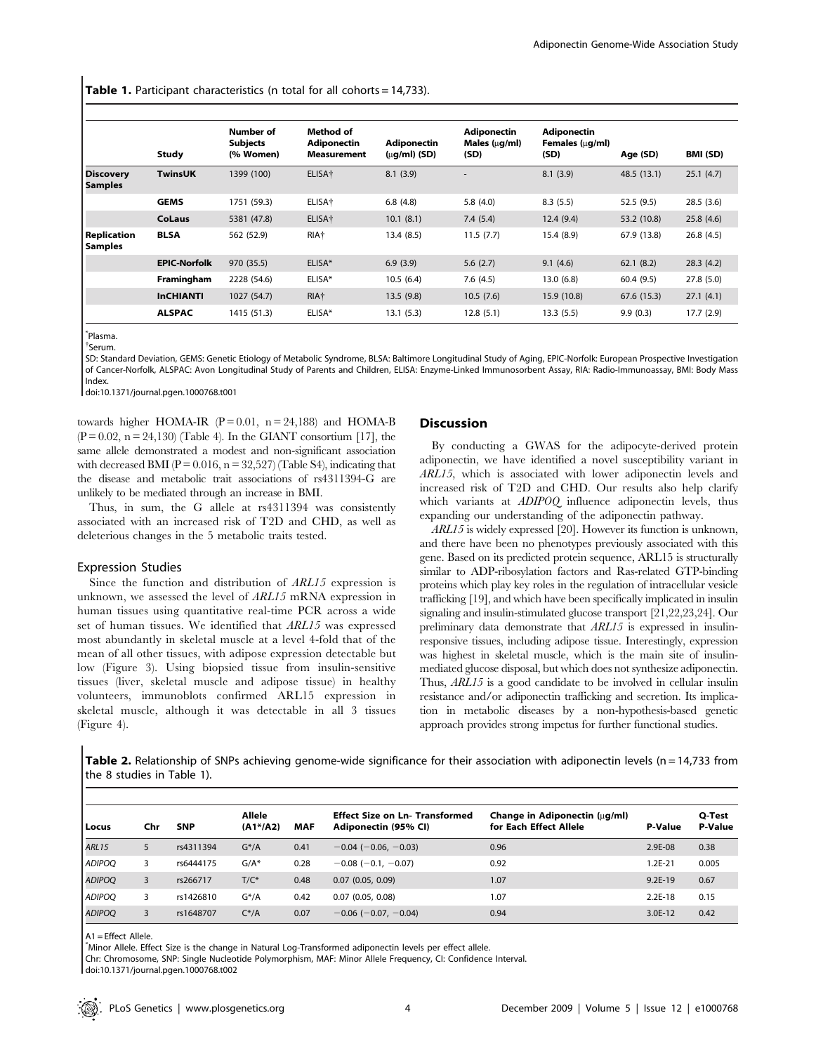**Table 1.** Participant characteristics (n total for all cohorts = 14,733).

| | Study | Number of Subjects (% Women) | Method of Adiponectin Measurement | Adiponectin (μg/ml) (SD) | Adiponectin Males (μg/ml) (SD) | Adiponectin Females (μg/ml) (SD) | Age (SD) | BMI (SD) |
|---|---|---|---|---|---|---|---|---|
| **Discovery Samples** | **TwinsUK** | 1399 (100) | ELISA† | 8.1 (3.9) | - | 8.1 (3.9) | 48.5 (13.1) | 25.1 (4.7) |
| | **GEMS** | 1751 (59.3) | ELISA† | 6.8 (4.8) | 5.8 (4.0) | 8.3 (5.5) | 52.5 (9.5) | 28.5 (3.6) |
| | **CoLaus** | 5381 (47.8) | ELISA† | 10.1 (8.1) | 7.4 (5.4) | 12.4 (9.4) | 53.2 (10.8) | 25.8 (4.6) |
| **Replication Samples** | **BLSA** | 562 (52.9) | RIA† | 13.4 (8.5) | 11.5 (7.7) | 15.4 (8.9) | 67.9 (13.8) | 26.8 (4.5) |
| | **EPIC-Norfolk** | 970 (35.5) | ELISA* | 6.9 (3.9) | 5.6 (2.7) | 9.1 (4.6) | 62.1 (8.2) | 28.3 (4.2) |
| | **Framingham** | 2228 (54.6) | ELISA* | 10.5 (6.4) | 7.6 (4.5) | 13.0 (6.8) | 60.4 (9.5) | 27.8 (5.0) |
| | **InCHIANTI** | 1027 (54.7) | RIA† | 13.5 (9.8) | 10.5 (7.6) | 15.9 (10.8) | 67.6 (15.3) | 27.1 (4.1) |
| | **ALSPAC** | 1415 (51.3) | ELISA* | 13.1 (5.3) | 12.8 (5.1) | 13.3 (5.5) | 9.9 (0.3) | 17.7 (2.9) |

*Plasma.

†Serum.

SD: Standard Deviation, GEMS: Genetic Etiology of Metabolic Syndrome, BLSA: Baltimore Longitudinal Study of Aging, EPIC-Norfolk: European Prospective Investigation of Cancer-Norfolk, ALSPAC: Avon Longitudinal Study of Parents and Children, ELISA: Enzyme-Linked Immunosorbent Assay, RIA: Radio-Immunoassay, BMI: Body Mass Index.

doi:10.1371/journal.pgen.1000768.t001

towards higher HOMA-IR (P = 0.01, n = 24,188) and HOMA-B (P = 0.02, n = 24,130) (Table 4). In the GIANT consortium [17], the same allele demonstrated a modest and non-significant association with decreased BMI (P = 0.016, n = 32,527) (Table S4), indicating that the disease and metabolic trait associations of rs4311394-G are unlikely to be mediated through an increase in BMI.

Thus, in sum, the G allele at rs4311394 was consistently associated with an increased risk of T2D and CHD, as well as deleterious changes in the 5 metabolic traits tested.

### Expression Studies

Since the function and distribution of *ARL15* expression is unknown, we assessed the level of *ARL15* mRNA expression in human tissues using quantitative real-time PCR across a wide set of human tissues. We identified that *ARL15* was expressed most abundantly in skeletal muscle at a level 4-fold that of the mean of all other tissues, with adipose expression detectable but low (Figure 3). Using biopsied tissue from insulin-sensitive tissues (liver, skeletal muscle and adipose tissue) in healthy volunteers, immunoblots confirmed ARL15 expression in skeletal muscle, although it was detectable in all 3 tissues (Figure 4).

## Discussion

By conducting a GWAS for the adipocyte-derived protein adiponectin, we have identified a novel susceptibility variant in *ARL15*, which is associated with lower adiponectin levels and increased risk of T2D and CHD. Our results also help clarify which variants at *ADIPOQ* influence adiponectin levels, thus expanding our understanding of the adiponectin pathway.

*ARL15* is widely expressed [20]. However its function is unknown, and there have been no phenotypes previously associated with this gene. Based on its predicted protein sequence, ARL15 is structurally similar to ADP-ribosylation factors and Ras-related GTP-binding proteins which play key roles in the regulation of intracellular vesicle trafficking [19], and which have been specifically implicated in insulin signaling and insulin-stimulated glucose transport [21,22,23,24]. Our preliminary data demonstrate that *ARL15* is expressed in insulin-responsive tissues, including adipose tissue. Interestingly, expression was highest in skeletal muscle, which is the main site of insulin-mediated glucose disposal, but which does not synthesize adiponectin. Thus, *ARL15* is a good candidate to be involved in cellular insulin resistance and/or adiponectin trafficking and secretion. Its implication in metabolic diseases by a non-hypothesis-based genetic approach provides strong impetus for further functional studies.

**Table 2.** Relationship of SNPs achieving genome-wide significance for their association with adiponectin levels (n = 14,733 from the 8 studies in Table 1).

| Locus | Chr | SNP | Allele (A1*/A2) | MAF | Effect Size on Ln- Transformed Adiponectin (95% CI) | Change in Adiponectin (μg/ml) for Each Effect Allele | P-Value | Q-Test P-Value |
|---|---|---|---|---|---|---|---|---|
| *ARL15* | 5 | rs4311394 | G*/A | 0.41 | −0.04 (−0.06, −0.03) | 0.96 | 2.9E-08 | 0.38 |
| *ADIPOQ* | 3 | rs6444175 | G/A* | 0.28 | −0.08 (−0.1, −0.07) | 0.92 | 1.2E-21 | 0.005 |
| *ADIPOQ* | 3 | rs266717 | T/C* | 0.48 | 0.07 (0.05, 0.09) | 1.07 | 9.2E-19 | 0.67 |
| *ADIPOQ* | 3 | rs1426810 | G*/A | 0.42 | 0.07 (0.05, 0.08) | 1.07 | 2.2E-18 | 0.15 |
| *ADIPOQ* | 3 | rs1648707 | C*/A | 0.07 | −0.06 (−0.07, −0.04) | 0.94 | 3.0E-12 | 0.42 |

A1 = Effect Allele.

*Minor Allele. Effect Size is the change in Natural Log-Transformed adiponectin levels per effect allele.

Chr: Chromosome, SNP: Single Nucleotide Polymorphism, MAF: Minor Allele Frequency, CI: Confidence Interval.

doi:10.1371/journal.pgen.1000768.t002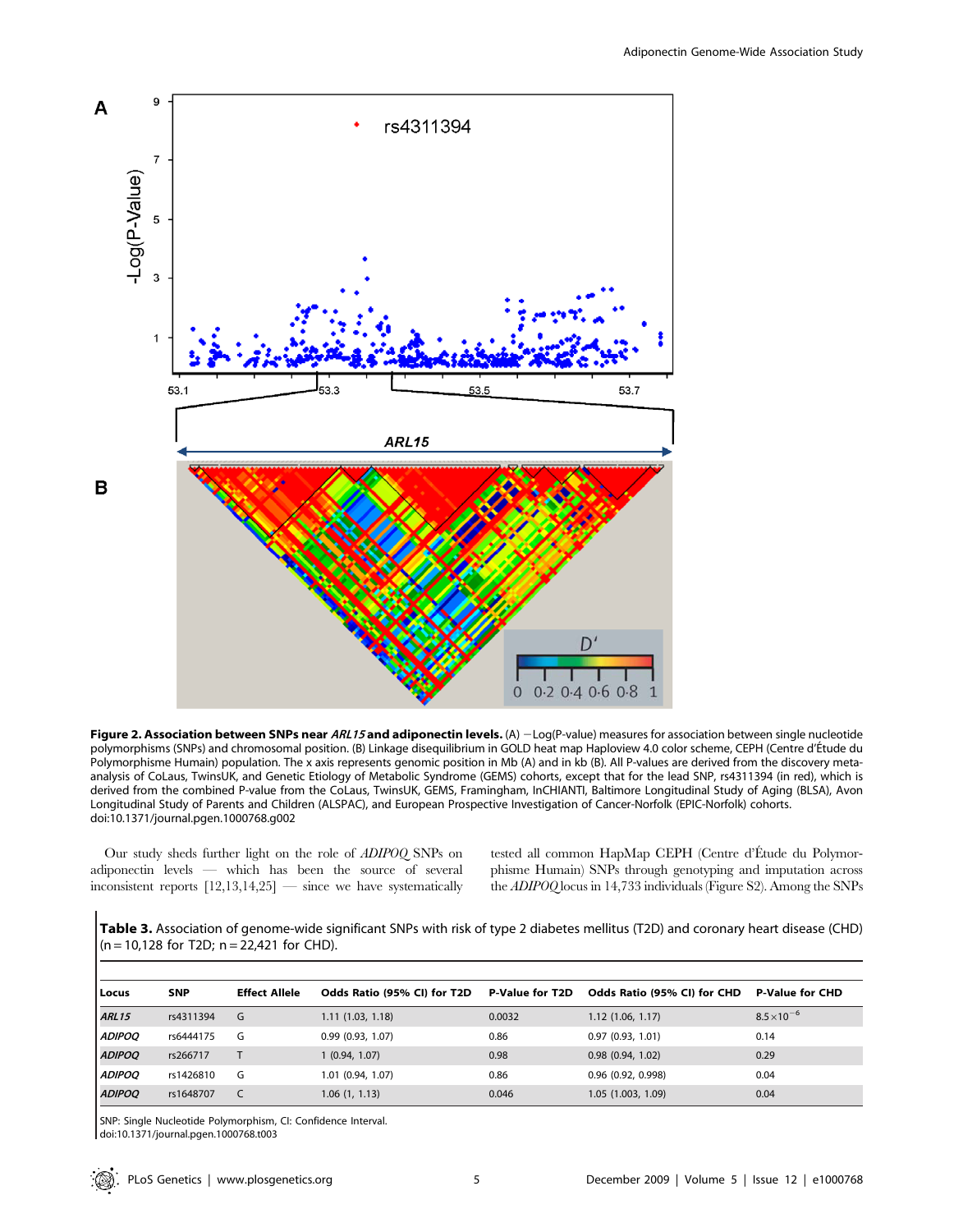A

9

7

5

3

1

-Log(P-Value)

rs4311394

53.1

53.3

53.5

53.7

*ARL15*

B

$D'$

0 0·2 0·4 0·6 0·8 1

**Figure 2. Association between SNPs near *ARL15* and adiponectin levels.** (A) −Log(P-value) measures for association between single nucleotide polymorphisms (SNPs) and chromosomal position. (B) Linkage disequilibrium in GOLD heat map Haploview 4.0 color scheme, CEPH (Centre d'Étude du Polymorphisme Humain) population. The x axis represents genomic position in Mb (A) and in kb (B). All P-values are derived from the discovery meta-analysis of CoLaus, TwinsUK, and Genetic Etiology of Metabolic Syndrome (GEMS) cohorts, except that for the lead SNP, rs4311394 (in red), which is derived from the combined P-value from the CoLaus, TwinsUK, GEMS, Framingham, InCHIANTI, Baltimore Longitudinal Study of Aging (BLSA), Avon Longitudinal Study of Parents and Children (ALSPAC), and European Prospective Investigation of Cancer-Norfolk (EPIC-Norfolk) cohorts. doi:10.1371/journal.pgen.1000768.g002

Our study sheds further light on the role of *ADIPOQ* SNPs on adiponectin levels — which has been the source of several inconsistent reports [12,13,14,25] — since we have systematically tested all common HapMap CEPH (Centre d'Étude du Polymorphisme Humain) SNPs through genotyping and imputation across the *ADIPOQ* locus in 14,733 individuals (Figure S2). Among the SNPs

**Table 3.** Association of genome-wide significant SNPs with risk of type 2 diabetes mellitus (T2D) and coronary heart disease (CHD) (n = 10,128 for T2D; n = 22,421 for CHD).

| Locus | SNP | Effect Allele | Odds Ratio (95% CI) for T2D | P-Value for T2D | Odds Ratio (95% CI) for CHD | P-Value for CHD |
|---|---|---|---|---|---|---|
| *ARL15* | rs4311394 | G | 1.11 (1.03, 1.18) | 0.0032 | 1.12 (1.06, 1.17) | $8.5\times10^{-6}$ |
| *ADIPOQ* | rs6444175 | G | 0.99 (0.93, 1.07) | 0.86 | 0.97 (0.93, 1.01) | 0.14 |
| *ADIPOQ* | rs266717 | T | 1 (0.94, 1.07) | 0.98 | 0.98 (0.94, 1.02) | 0.29 |
| *ADIPOQ* | rs1426810 | G | 1.01 (0.94, 1.07) | 0.86 | 0.96 (0.92, 0.998) | 0.04 |
| *ADIPOQ* | rs1648707 | C | 1.06 (1, 1.13) | 0.046 | 1.05 (1.003, 1.09) | 0.04 |

SNP: Single Nucleotide Polymorphism, CI: Confidence Interval.
doi:10.1371/journal.pgen.1000768.t003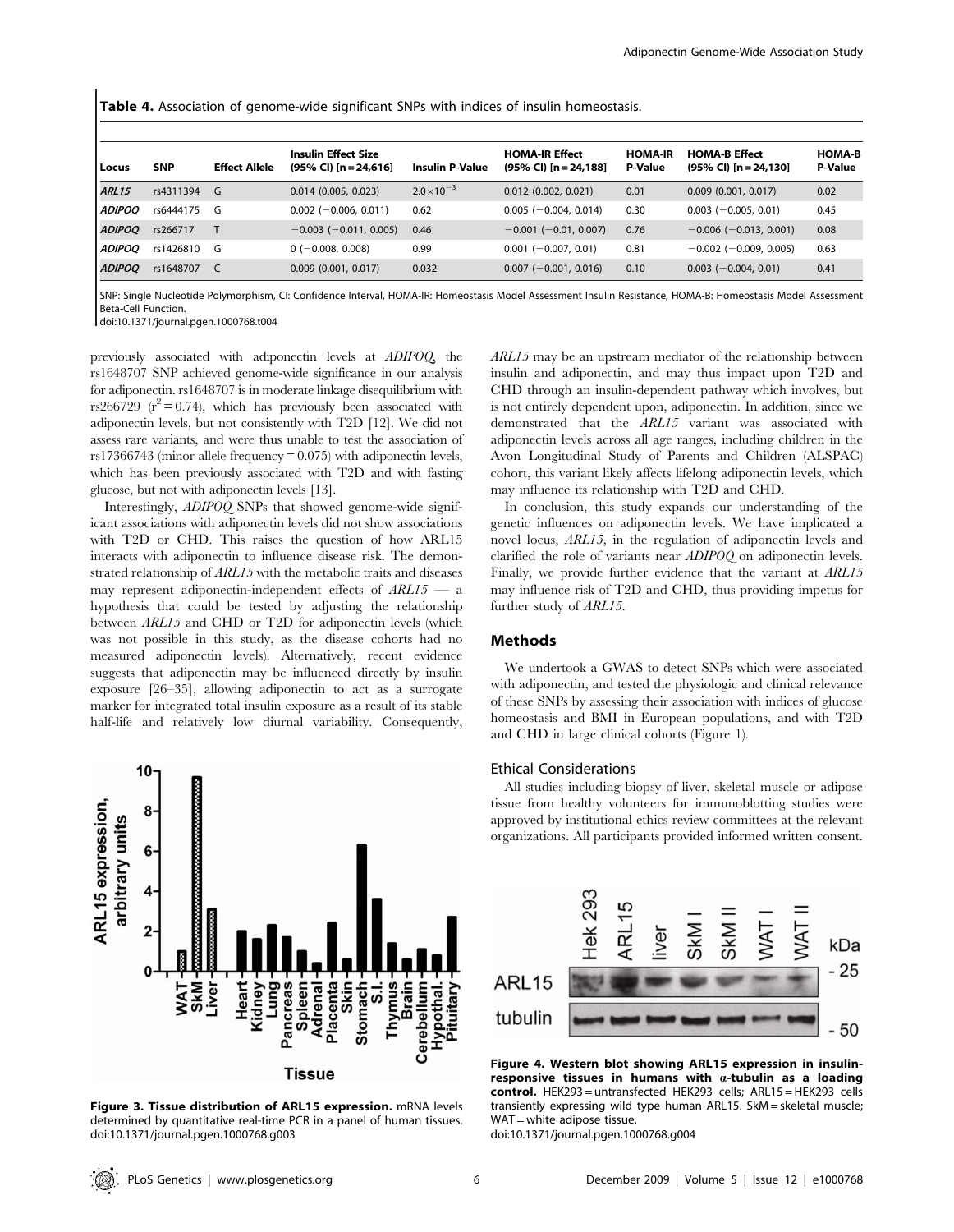**Table 4.** Association of genome-wide significant SNPs with indices of insulin homeostasis.

| Locus | SNP | Effect Allele | Insulin Effect Size (95% CI) [n = 24,616] | Insulin P-Value | HOMA-IR Effect (95% CI) [n = 24,188] | HOMA-IR P-Value | HOMA-B Effect (95% CI) [n = 24,130] | HOMA-B P-Value |
|---|---|---|---|---|---|---|---|---|
| *ARL15* | rs4311394 | G | 0.014 (0.005, 0.023) | $2.0 \times 10^{-3}$ | 0.012 (0.002, 0.021) | 0.01 | 0.009 (0.001, 0.017) | 0.02 |
| *ADIPOQ* | rs6444175 | G | 0.002 (−0.006, 0.011) | 0.62 | 0.005 (−0.004, 0.014) | 0.30 | 0.003 (−0.005, 0.01) | 0.45 |
| *ADIPOQ* | rs266717 | T | −0.003 (−0.011, 0.005) | 0.46 | −0.001 (−0.01, 0.007) | 0.76 | −0.006 (−0.013, 0.001) | 0.08 |
| *ADIPOQ* | rs1426810 | G | 0 (−0.008, 0.008) | 0.99 | 0.001 (−0.007, 0.01) | 0.81 | −0.002 (−0.009, 0.005) | 0.63 |
| *ADIPOQ* | rs1648707 | C | 0.009 (0.001, 0.017) | 0.032 | 0.007 (−0.001, 0.016) | 0.10 | 0.003 (−0.004, 0.01) | 0.41 |

SNP: Single Nucleotide Polymorphism, CI: Confidence Interval, HOMA-IR: Homeostasis Model Assessment Insulin Resistance, HOMA-B: Homeostasis Model Assessment Beta-Cell Function.
doi:10.1371/journal.pgen.1000768.t004

previously associated with adiponectin levels at *ADIPOQ*, the rs1648707 SNP achieved genome-wide significance in our analysis for adiponectin. rs1648707 is in moderate linkage disequilibrium with rs266729 ($r^2 = 0.74$), which has previously been associated with adiponectin levels, but not consistently with T2D [12]. We did not assess rare variants, and were thus unable to test the association of rs17366743 (minor allele frequency = 0.075) with adiponectin levels, which has been previously associated with T2D and with fasting glucose, but not with adiponectin levels [13].

Interestingly, *ADIPOQ* SNPs that showed genome-wide significant associations with adiponectin levels did not show associations with T2D or CHD. This raises the question of how ARL15 interacts with adiponectin to influence disease risk. The demonstrated relationship of *ARL15* with the metabolic traits and diseases may represent adiponectin-independent effects of *ARL15* — a hypothesis that could be tested by adjusting the relationship between *ARL15* and CHD or T2D for adiponectin levels (which was not possible in this study, as the disease cohorts had no measured adiponectin levels). Alternatively, recent evidence suggests that adiponectin may be influenced directly by insulin exposure [26–35], allowing adiponectin to act as a surrogate marker for integrated total insulin exposure as a result of its stable half-life and relatively low diurnal variability. Consequently, *ARL15* may be an upstream mediator of the relationship between insulin and adiponectin, and may thus impact upon T2D and CHD through an insulin-dependent pathway which involves, but is not entirely dependent upon, adiponectin. In addition, since we demonstrated that the *ARL15* variant was associated with adiponectin levels across all age ranges, including children in the Avon Longitudinal Study of Parents and Children (ALSPAC) cohort, this variant likely affects lifelong adiponectin levels, which may influence its relationship with T2D and CHD.

In conclusion, this study expands our understanding of the genetic influences on adiponectin levels. We have implicated a novel locus, *ARL15*, in the regulation of adiponectin levels and clarified the role of variants near *ADIPOQ* on adiponectin levels. Finally, we provide further evidence that the variant at *ARL15* may influence risk of T2D and CHD, thus providing impetus for further study of *ARL15*.

ARL15 expression, arbitrary units
10
8
6
4
2
0
WAT SkM Liver Heart Kidney Lung Pancreas Spleen Adrenal Placenta Skin Stomach S.I. Thymus Brain Cerebellum Hypothal. Pituitary
Tissue

**Figure 3. Tissue distribution of ARL15 expression.** mRNA levels determined by quantitative real-time PCR in a panel of human tissues.
doi:10.1371/journal.pgen.1000768.g003

## Methods

We undertook a GWAS to detect SNPs which were associated with adiponectin, and tested the physiologic and clinical relevance of these SNPs by assessing their association with indices of glucose homeostasis and BMI in European populations, and with T2D and CHD in large clinical cohorts (Figure 1).

### Ethical Considerations

All studies including biopsy of liver, skeletal muscle or adipose tissue from healthy volunteers for immunoblotting studies were approved by institutional ethics review committees at the relevant organizations. All participants provided informed written consent.

Hek 293 ARL15 liver SkM I SkM II WAT I WAT II kDa
ARL15 - 25
tubulin - 50

**Figure 4. Western blot showing ARL15 expression in insulin-responsive tissues in humans with α-tubulin as a loading control.** HEK293 = untransfected HEK293 cells; ARL15 = HEK293 cells transiently expressing wild type human ARL15. SkM = skeletal muscle; WAT = white adipose tissue.
doi:10.1371/journal.pgen.1000768.g004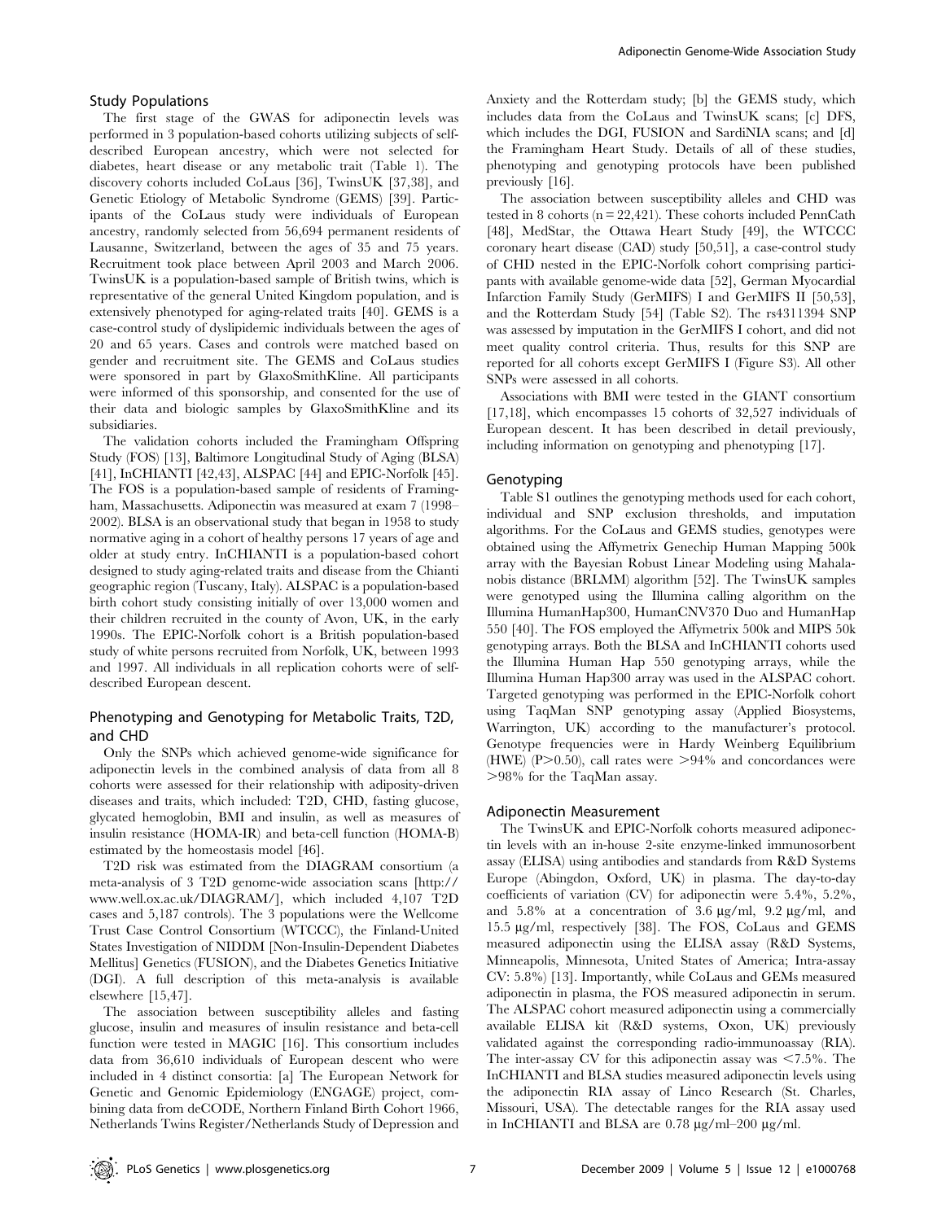## Study Populations

The first stage of the GWAS for adiponectin levels was performed in 3 population-based cohorts utilizing subjects of self-described European ancestry, which were not selected for diabetes, heart disease or any metabolic trait (Table 1). The discovery cohorts included CoLaus [36], TwinsUK [37,38], and Genetic Etiology of Metabolic Syndrome (GEMS) [39]. Participants of the CoLaus study were individuals of European ancestry, randomly selected from 56,694 permanent residents of Lausanne, Switzerland, between the ages of 35 and 75 years. Recruitment took place between April 2003 and March 2006. TwinsUK is a population-based sample of British twins, which is representative of the general United Kingdom population, and is extensively phenotyped for aging-related traits [40]. GEMS is a case-control study of dyslipidemic individuals between the ages of 20 and 65 years. Cases and controls were matched based on gender and recruitment site. The GEMS and CoLaus studies were sponsored in part by GlaxoSmithKline. All participants were informed of this sponsorship, and consented for the use of their data and biologic samples by GlaxoSmithKline and its subsidiaries.

The validation cohorts included the Framingham Offspring Study (FOS) [13], Baltimore Longitudinal Study of Aging (BLSA) [41], InCHIANTI [42,43], ALSPAC [44] and EPIC-Norfolk [45]. The FOS is a population-based sample of residents of Framingham, Massachusetts. Adiponectin was measured at exam 7 (1998–2002). BLSA is an observational study that began in 1958 to study normative aging in a cohort of healthy persons 17 years of age and older at study entry. InCHIANTI is a population-based cohort designed to study aging-related traits and disease from the Chianti geographic region (Tuscany, Italy). ALSPAC is a population-based birth cohort study consisting initially of over 13,000 women and their children recruited in the county of Avon, UK, in the early 1990s. The EPIC-Norfolk cohort is a British population-based study of white persons recruited from Norfolk, UK, between 1993 and 1997. All individuals in all replication cohorts were of self-described European descent.

## Phenotyping and Genotyping for Metabolic Traits, T2D, and CHD

Only the SNPs which achieved genome-wide significance for adiponectin levels in the combined analysis of data from all 8 cohorts were assessed for their relationship with adiposity-driven diseases and traits, which included: T2D, CHD, fasting glucose, glycated hemoglobin, BMI and insulin, as well as measures of insulin resistance (HOMA-IR) and beta-cell function (HOMA-B) estimated by the homeostasis model [46].

T2D risk was estimated from the DIAGRAM consortium (a meta-analysis of 3 T2D genome-wide association scans [http://www.well.ox.ac.uk/DIAGRAM/], which included 4,107 T2D cases and 5,187 controls). The 3 populations were the Wellcome Trust Case Control Consortium (WTCCC), the Finland-United States Investigation of NIDDM [Non-Insulin-Dependent Diabetes Mellitus] Genetics (FUSION), and the Diabetes Genetics Initiative (DGI). A full description of this meta-analysis is available elsewhere [15,47].

The association between susceptibility alleles and fasting glucose, insulin and measures of insulin resistance and beta-cell function were tested in MAGIC [16]. This consortium includes data from 36,610 individuals of European descent who were included in 4 distinct consortia: [a] The European Network for Genetic and Genomic Epidemiology (ENGAGE) project, combining data from deCODE, Northern Finland Birth Cohort 1966, Netherlands Twins Register/Netherlands Study of Depression and Anxiety and the Rotterdam study; [b] the GEMS study, which includes data from the CoLaus and TwinsUK scans; [c] DFS, which includes the DGI, FUSION and SardiNIA scans; and [d] the Framingham Heart Study. Details of all of these studies, phenotyping and genotyping protocols have been published previously [16].

The association between susceptibility alleles and CHD was tested in 8 cohorts ($n = 22,421$). These cohorts included PennCath [48], MedStar, the Ottawa Heart Study [49], the WTCCC coronary heart disease (CAD) study [50,51], a case-control study of CHD nested in the EPIC-Norfolk cohort comprising participants with available genome-wide data [52], German Myocardial Infarction Family Study (GerMIFS) I and GerMIFS II [50,53], and the Rotterdam Study [54] (Table S2). The rs4311394 SNP was assessed by imputation in the GerMIFS I cohort, and did not meet quality control criteria. Thus, results for this SNP are reported for all cohorts except GerMIFS I (Figure S3). All other SNPs were assessed in all cohorts.

Associations with BMI were tested in the GIANT consortium [17,18], which encompasses 15 cohorts of 32,527 individuals of European descent. It has been described in detail previously, including information on genotyping and phenotyping [17].

## Genotyping

Table S1 outlines the genotyping methods used for each cohort, individual and SNP exclusion thresholds, and imputation algorithms. For the CoLaus and GEMS studies, genotypes were obtained using the Affymetrix Genechip Human Mapping 500k array with the Bayesian Robust Linear Modeling using Mahalanobis distance (BRLMM) algorithm [52]. The TwinsUK samples were genotyped using the Illumina calling algorithm on the Illumina HumanHap300, HumanCNV370 Duo and HumanHap 550 [40]. The FOS employed the Affymetrix 500k and MIPS 50k genotyping arrays. Both the BLSA and InCHIANTI cohorts used the Illumina Human Hap 550 genotyping arrays, while the Illumina Human Hap300 array was used in the ALSPAC cohort. Targeted genotyping was performed in the EPIC-Norfolk cohort using TaqMan SNP genotyping assay (Applied Biosystems, Warrington, UK) according to the manufacturer's protocol. Genotype frequencies were in Hardy Weinberg Equilibrium (HWE) ($P>0.50$), call rates were $>94\%$ and concordances were $>98\%$ for the TaqMan assay.

## Adiponectin Measurement

The TwinsUK and EPIC-Norfolk cohorts measured adiponectin levels with an in-house 2-site enzyme-linked immunosorbent assay (ELISA) using antibodies and standards from R&D Systems Europe (Abingdon, Oxford, UK) in plasma. The day-to-day coefficients of variation (CV) for adiponectin were 5.4%, 5.2%, and 5.8% at a concentration of 3.6 µg/ml, 9.2 µg/ml, and 15.5 µg/ml, respectively [38]. The FOS, CoLaus and GEMS measured adiponectin using the ELISA assay (R&D Systems, Minneapolis, Minnesota, United States of America; Intra-assay CV: 5.8%) [13]. Importantly, while CoLaus and GEMs measured adiponectin in plasma, the FOS measured adiponectin in serum. The ALSPAC cohort measured adiponectin using a commercially available ELISA kit (R&D systems, Oxon, UK) previously validated against the corresponding radio-immunoassay (RIA). The inter-assay CV for this adiponectin assay was $<7.5\%$. The InCHIANTI and BLSA studies measured adiponectin levels using the adiponectin RIA assay of Linco Research (St. Charles, Missouri, USA). The detectable ranges for the RIA assay used in InCHIANTI and BLSA are 0.78 µg/ml–200 µg/ml.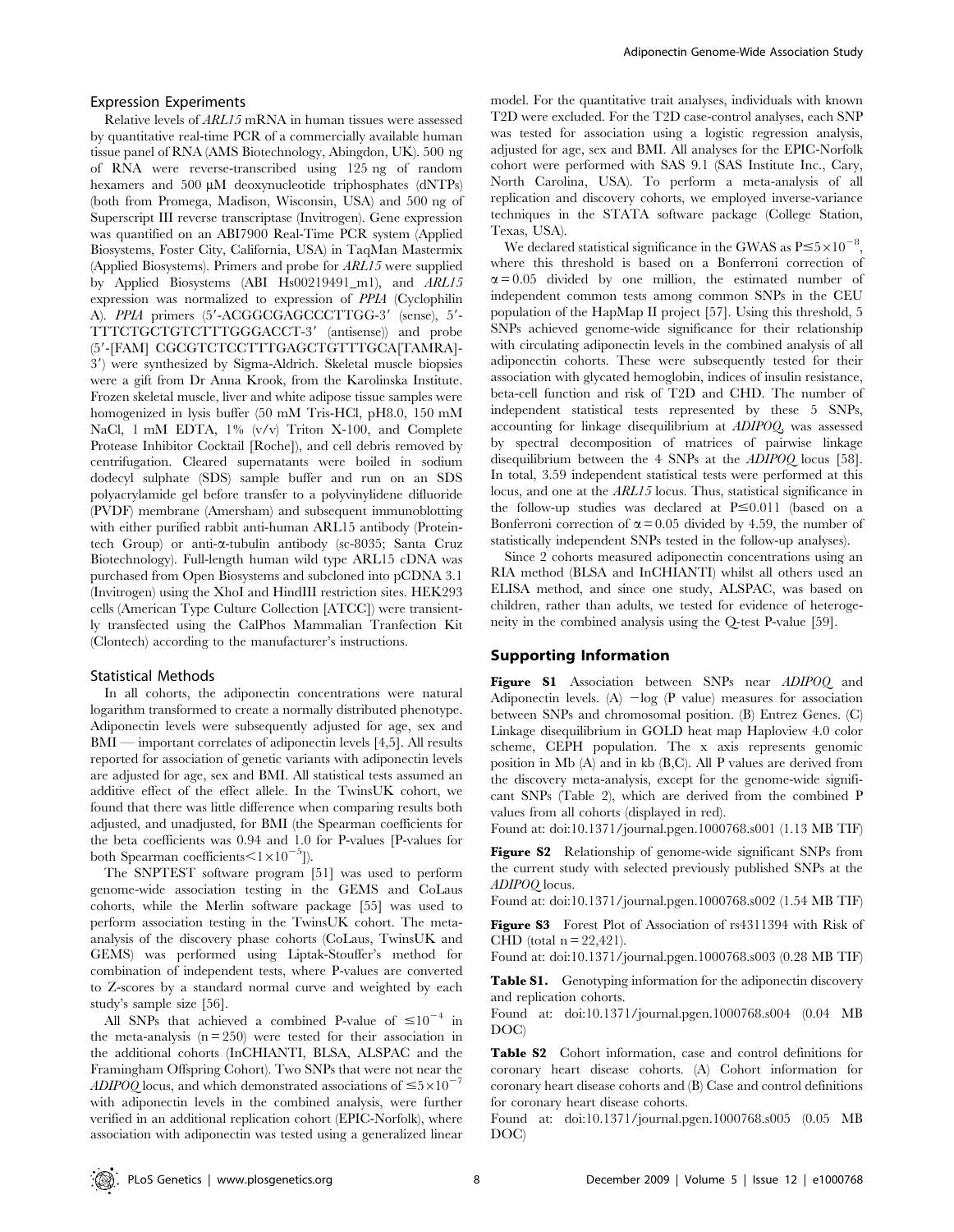### Expression Experiments

Relative levels of *ARL15* mRNA in human tissues were assessed by quantitative real-time PCR of a commercially available human tissue panel of RNA (AMS Biotechnology, Abingdon, UK). 500 ng of RNA were reverse-transcribed using 125 ng of random hexamers and 500 μM deoxynucleotide triphosphates (dNTPs) (both from Promega, Madison, Wisconsin, USA) and 500 ng of Superscript III reverse transcriptase (Invitrogen). Gene expression was quantified on an ABI7900 Real-Time PCR system (Applied Biosystems, Foster City, California, USA) in TaqMan Mastermix (Applied Biosystems). Primers and probe for *ARL15* were supplied by Applied Biosystems (ABI Hs00219491_m1), and *ARL15* expression was normalized to expression of *PPIA* (Cyclophilin A). *PPIA* primers (5′-ACGGCGAGCCCTTGG-3′ (sense), 5′-TTTCTGCTGTCTTTGGGACCT-3′ (antisense)) and probe (5′-[FAM] CGCGTCTCCTTTGAGCTGTTTGCA[TAMRA]-3′) were synthesized by Sigma-Aldrich. Skeletal muscle biopsies were a gift from Dr Anna Krook, from the Karolinska Institute. Frozen skeletal muscle, liver and white adipose tissue samples were homogenized in lysis buffer (50 mM Tris-HCl, pH8.0, 150 mM NaCl, 1 mM EDTA, 1% (v/v) Triton X-100, and Complete Protease Inhibitor Cocktail [Roche]), and cell debris removed by centrifugation. Cleared supernatants were boiled in sodium dodecyl sulphate (SDS) sample buffer and run on an SDS polyacrylamide gel before transfer to a polyvinylidene difluoride (PVDF) membrane (Amersham) and subsequent immunoblotting with either purified rabbit anti-human ARL15 antibody (Proteintech Group) or anti-α-tubulin antibody (sc-8035; Santa Cruz Biotechnology). Full-length human wild type ARL15 cDNA was purchased from Open Biosystems and subcloned into pCDNA 3.1 (Invitrogen) using the XhoI and HindIII restriction sites. HEK293 cells (American Type Culture Collection [ATCC]) were transiently transfected using the CalPhos Mammalian Tranfection Kit (Clontech) according to the manufacturer's instructions.

### Statistical Methods

In all cohorts, the adiponectin concentrations were natural logarithm transformed to create a normally distributed phenotype. Adiponectin levels were subsequently adjusted for age, sex and BMI — important correlates of adiponectin levels [4,5]. All results reported for association of genetic variants with adiponectin levels are adjusted for age, sex and BMI. All statistical tests assumed an additive effect of the effect allele. In the TwinsUK cohort, we found that there was little difference when comparing results both adjusted, and unadjusted, for BMI (the Spearman coefficients for the beta coefficients was 0.94 and 1.0 for P-values [P-values for both Spearman coefficients $<1\times10^{-5}$]).

The SNPTEST software program [51] was used to perform genome-wide association testing in the GEMS and CoLaus cohorts, while the Merlin software package [55] was used to perform association testing in the TwinsUK cohort. The meta-analysis of the discovery phase cohorts (CoLaus, TwinsUK and GEMS) was performed using Liptak-Stouffer's method for combination of independent tests, where P-values are converted to Z-scores by a standard normal curve and weighted by each study's sample size [56].

All SNPs that achieved a combined P-value of $\leq10^{-4}$ in the meta-analysis (n = 250) were tested for their association in the additional cohorts (InCHIANTI, BLSA, ALSPAC and the Framingham Offspring Cohort). Two SNPs that were not near the *ADIPOQ* locus, and which demonstrated associations of $\leq5\times10^{-7}$ with adiponectin levels in the combined analysis, were further verified in an additional replication cohort (EPIC-Norfolk), where association with adiponectin was tested using a generalized linear model. For the quantitative trait analyses, individuals with known T2D were excluded. For the T2D case-control analyses, each SNP was tested for association using a logistic regression analysis, adjusted for age, sex and BMI. All analyses for the EPIC-Norfolk cohort were performed with SAS 9.1 (SAS Institute Inc., Cary, North Carolina, USA). To perform a meta-analysis of all replication and discovery cohorts, we employed inverse-variance techniques in the STATA software package (College Station, Texas, USA).

We declared statistical significance in the GWAS as $P\leq5\times10^{-8}$, where this threshold is based on a Bonferroni correction of $\alpha = 0.05$ divided by one million, the estimated number of independent common tests among common SNPs in the CEU population of the HapMap II project [57]. Using this threshold, 5 SNPs achieved genome-wide significance for their relationship with circulating adiponectin levels in the combined analysis of all adiponectin cohorts. These were subsequently tested for their association with glycated hemoglobin, indices of insulin resistance, beta-cell function and risk of T2D and CHD. The number of independent statistical tests represented by these 5 SNPs, accounting for linkage disequilibrium at *ADIPOQ*, was assessed by spectral decomposition of matrices of pairwise linkage disequilibrium between the 4 SNPs at the *ADIPOQ* locus [58]. In total, 3.59 independent statistical tests were performed at this locus, and one at the *ARL15* locus. Thus, statistical significance in the follow-up studies was declared at $P\leq0.011$ (based on a Bonferroni correction of $\alpha = 0.05$ divided by 4.59, the number of statistically independent SNPs tested in the follow-up analyses).

Since 2 cohorts measured adiponectin concentrations using an RIA method (BLSA and InCHIANTI) whilst all others used an ELISA method, and since one study, ALSPAC, was based on children, rather than adults, we tested for evidence of heterogeneity in the combined analysis using the Q-test P-value [59].

## Supporting Information

**Figure S1** Association between SNPs near *ADIPOQ* and Adiponectin levels. (A) −log (P value) measures for association between SNPs and chromosomal position. (B) Entrez Genes. (C) Linkage disequilibrium in GOLD heat map Haploview 4.0 color scheme, CEPH population. The x axis represents genomic position in Mb (A) and in kb (B,C). All P values are derived from the discovery meta-analysis, except for the genome-wide significant SNPs (Table 2), which are derived from the combined P values from all cohorts (displayed in red).

Found at: doi:10.1371/journal.pgen.1000768.s001 (1.13 MB TIF)

**Figure S2** Relationship of genome-wide significant SNPs from the current study with selected previously published SNPs at the *ADIPOQ* locus.

Found at: doi:10.1371/journal.pgen.1000768.s002 (1.54 MB TIF)

**Figure S3** Forest Plot of Association of rs4311394 with Risk of CHD (total n = 22,421).

Found at: doi:10.1371/journal.pgen.1000768.s003 (0.28 MB TIF)

**Table S1.** Genotyping information for the adiponectin discovery and replication cohorts.

Found at: doi:10.1371/journal.pgen.1000768.s004 (0.04 MB DOC)

**Table S2** Cohort information, case and control definitions for coronary heart disease cohorts. (A) Cohort information for coronary heart disease cohorts and (B) Case and control definitions for coronary heart disease cohorts.

Found at: doi:10.1371/journal.pgen.1000768.s005 (0.05 MB DOC)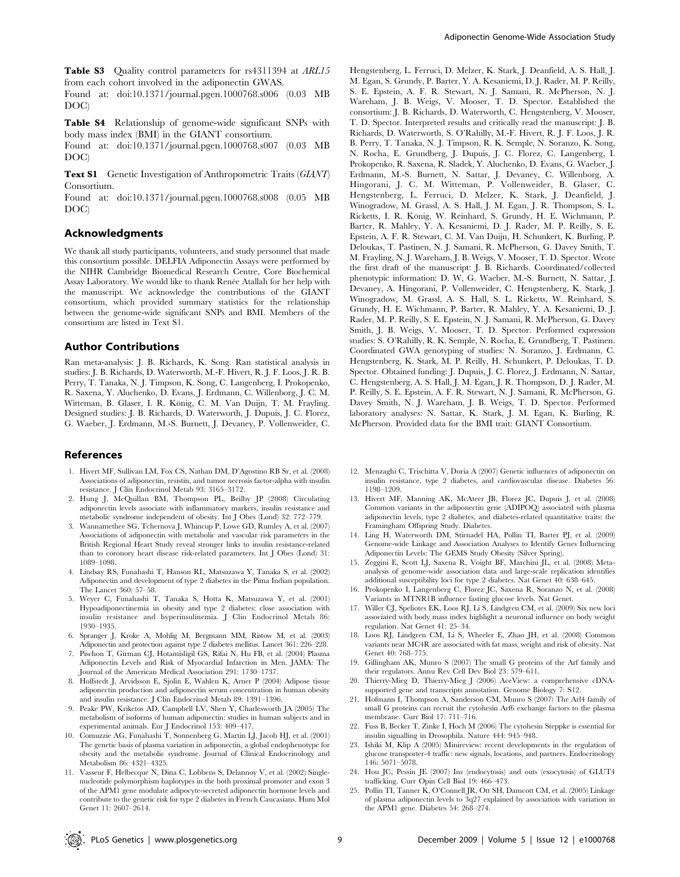**Table S3** Quality control parameters for rs4311394 at *ARL15* from each cohort involved in the adiponectin GWAS.
Found at: doi:10.1371/journal.pgen.1000768.s006 (0.03 MB DOC)

**Table S4** Relationship of genome-wide significant SNPs with body mass index (BMI) in the GIANT consortium.
Found at: doi:10.1371/journal.pgen.1000768.s007 (0.03 MB DOC)

**Text S1** Genetic Investigation of Anthropometric Traits (*GIANT*) Consortium.
Found at: doi:10.1371/journal.pgen.1000768.s008 (0.05 MB DOC)

## Acknowledgments

We thank all study participants, volunteers, and study personnel that made this consortium possible. DELFIA Adiponectin Assays were performed by the NIHR Cambridge Biomedical Research Centre, Core Biochemical Assay Laboratory. We would like to thank Renée Atallah for her help with the manuscript. We acknowledge the contributions of the GIANT consortium, which provided summary statistics for the relationship between the genome-wide significant SNPs and BMI. Members of the consortium are listed in Text S1.

## Author Contributions

Ran meta-analysis: J. B. Richards, K. Song. Ran statistical analysis in studies: J. B. Richards, D. Waterworth, M.-F. Hivert, R. J. F. Loos, J. R. B. Perry, T. Tanaka, N. J. Timpson, K. Song, C. Langenberg, I. Prokopenko, R. Saxena, Y. Aluchenko, D. Evans, J. Erdmann, C. Willenborg, J. C. M. Witteman, B. Glaser, I. R. König, C. M. Van Duijn, T. M. Frayling. Designed studies: J. B. Richards, D. Waterworth, J. Dupuis, J. C. Florez, G. Waeber, J. Erdmann, M.-S. Burnett, J. Devaney, P. Vollenweider, C. Hengstenberg, L. Ferruci, D. Melzer, K. Stark, J. Deanfield, A. S. Hall, J. M. Egan, S. Grundy, P. Barter, Y. A. Kesaniemi, D. J. Rader, M. P. Reilly, S. E. Epstein, A. F. R. Stewart, N. J. Samani, R. McPherson, N. J. Wareham, J. B. Weigs, V. Mooser, T. D. Spector. Established the consortium: J. B. Richards, D. Waterworth, C. Hengstenberg, V. Mooser, T. D. Spector. Interpreted results and critically read the manuscript: J. B. Richards, D. Waterworth, S. O'Rahilly, M.-F. Hivert, R. J. F. Loos, J. R. B. Perry, T. Tanaka, N. J. Timpson, R. K. Semple, N. Soranzo, K. Song, N. Rocha, E. Grundberg, J. Dupuis, J. C. Florez, C. Langenberg, I. Prokopenko, R. Saxena, R. Sladek, Y. Aluchenko, D. Evans, G. Waeber, J. Erdmann, M.-S. Burnett, N. Sattar, J. Devaney, C. Willenborg, A. Hingorani, J. C. M. Witteman, P. Vollenweider, B. Glaser, C. Hengstenberg, L. Ferruci, D. Melzer, K. Stark, J. Deanfield, J. Winogradow, M. Grassl, A. S. Hall, J. M. Egan, J. R. Thompson, S. L. Ricketts, I. R. König, W. Reinhard, S. Grundy, H. E. Wichmann, P. Barter, R. Mahley, Y. A. Kesaniemi, D. J. Rader, M. P. Reilly, S. E. Epstein, A. F. R. Stewart, C. M. Van Duijn, H. Schunkert, K. Burling, P. Deloukas, T. Pastinen, N. J. Samani, R. McPherson, G. Davey Smith, T. M. Frayling, N. J. Wareham, J. B. Weigs, V. Mooser, T. D. Spector. Wrote the first draft of the manuscript: J. B. Richards. Coordinated/collected phenotypic information: D. W, G. Waeber, M.-S. Burnett, N. Sattar, J. Devaney, A. Hingorani, P. Vollenweider, C. Hengstenberg, K. Stark, J. Winogradow, M. Grassl, A. S. Hall, S. L. Ricketts, W. Reinhard, S. Grundy, H. E. Wichmann, P. Barter, R. Mahley, Y. A. Kesaniemi, D. J. Rader, M. P. Reilly, S. E. Epstein, N. J. Samani, R. McPherson, G. Davey Smith, J. B. Weigs, V. Mooser, T. D. Spector. Performed expression studies: S. O'Rahilly, R. K. Semple, N. Rocha, E. Grundberg, T. Pastinen. Coordinated GWA genotyping of studies: N. Soranzo, J. Erdmann, C. Hengstenberg, K. Stark, M. P. Reilly, H. Schunkert, P. Deloukas, T. D. Spector. Obtained funding: J. Dupuis, J. C. Florez, J. Erdmann, N. Sattar, C. Hengstenberg, A. S. Hall, J. M. Egan, J. R. Thompson, D. J. Rader, M. P. Reilly, S. E. Epstein, A. F. R. Stewart, N. J. Samani, R. McPherson, G. Davey Smith, N. J. Wareham, J. B. Weigs, T. D. Spector. Performed laboratory analyses: N. Sattar, K. Stark, J. M. Egan, K. Burling, R. McPherson. Provided data for the BMI trait: GIANT Consortium.

## References

1. Hivert MF, Sullivan LM, Fox CS, Nathan DM, D'Agostino RB Sr, et al. (2008) Associations of adiponectin, resistin, and tumor necrosis factor-alpha with insulin resistance. J Clin Endocrinol Metab 93: 3165–3172.
2. Hung J, McQuillan BM, Thompson PL, Beilby JP (2008) Circulating adiponectin levels associate with inflammatory markers, insulin resistance and metabolic syndrome independent of obesity. Int J Obes (Lond) 32: 772–779.
3. Wannamethee SG, Tchernova J, Whincup P, Lowe GD, Rumley A, et al. (2007) Associations of adiponectin with metabolic and vascular risk parameters in the British Regional Heart Study reveal stronger links to insulin resistance-related than to coronory heart disease risk-related parameters. Int J Obes (Lond) 31: 1089–1098.
4. Lindsay RS, Funahashi T, Hanson RL, Matsuzawa Y, Tanaka S, et al. (2002) Adiponectin and development of type 2 diabetes in the Pima Indian population. The Lancet 360: 57–58.
5. Weyer C, Funahashi T, Tanaka S, Hotta K, Matsuzawa Y, et al. (2001) Hypoadiponectinemia in obesity and type 2 diabetes: close association with insulin resistance and hyperinsulinemia. J Clin Endocrinol Metab 86: 1930–1935.
6. Spranger J, Kroke A, Mohlig M, Bergmann MM, Ristow M, et al. (2003) Adiponectin and protection against type 2 diabetes mellitus. Lancet 361: 226–228.
7. Pischon T, Girman CJ, Hotamisligil GS, Rifai N, Hu FB, et al. (2004) Plasma Adiponectin Levels and Risk of Myocardial Infarction in Men. JAMA: The Journal of the American Medical Association 291: 1730–1737.
8. Hoffstedt J, Arvidsson E, Sjolin E, Wahlen K, Arner P (2004) Adipose tissue adiponectin production and adiponectin serum concentration in human obesity and insulin resistance. J Clin Endocrinol Metab 89: 1391–1396.
9. Peake PW, Kriketos AD, Campbell LV, Shen Y, Charlesworth JA (2005) The metabolism of isoforms of human adiponectin: studies in human subjects and in experimental animals. Eur J Endocrinol 153: 409–417.
10. Comuzzie AG, Funahashi T, Sonnenberg G, Martin LJ, Jacob HJ, et al. (2001) The genetic basis of plasma variation in adiponectin, a global endophenotype for obesity and the metabolic syndrome. Journal of Clinical Endocrinology and Metabolism 86: 4321–4325.
11. Vasseur F, Helbecque N, Dina C, Lobbens S, Delannoy V, et al. (2002) Single-nucleotide polymorphism haplotypes in the both proximal promoter and exon 3 of the APM1 gene modulate adipocyte-secreted adiponectin hormone levels and contribute to the genetic risk for type 2 diabetes in French Caucasians. Hum Mol Genet 11: 2607–2614.
12. Menzaghi C, Trischitta V, Doria A (2007) Genetic influences of adiponectin on insulin resistance, type 2 diabetes, and cardiovascular disease. Diabetes 56: 1198–1209.
13. Hivert MF, Manning AK, McAteer JB, Florez JC, Dupuis J, et al. (2008) Common variants in the adiponectin gene (ADIPOQ) associated with plasma adiponectin levels, type 2 diabetes, and diabetes-related quantitative traits: the Framingham Offspring Study. Diabetes.
14. Ling H, Waterworth DM, Stirnadel HA, Pollin TI, Barter PJ, et al. (2009) Genome-wide Linkage and Association Analyses to Identify Genes Influencing Adiponectin Levels: The GEMS Study Obesity (Silver Spring).
15. Zeggini E, Scott LJ, Saxena R, Voight BF, Marchini JL, et al. (2008) Meta-analysis of genome-wide association data and large-scale replication identifies additional susceptibility loci for type 2 diabetes. Nat Genet 40: 638–645.
16. Prokopenko I, Langenberg C, Florez JC, Saxena R, Soranzo N, et al. (2008) Variants in MTNR1B influence fasting glucose levels. Nat Genet.
17. Willer CJ, Speliotes EK, Loos RJ, Li S, Lindgren CM, et al. (2009) Six new loci associated with body mass index highlight a neuronal influence on body weight regulation. Nat Genet 41: 25–34.
18. Loos RJ, Lindgren CM, Li S, Wheeler E, Zhao JH, et al. (2008) Common variants near MC4R are associated with fat mass, weight and risk of obesity. Nat Genet 40: 768–775.
19. Gillingham AK, Munro S (2007) The small G proteins of the Arf family and their regulators. Annu Rev Cell Dev Biol 23: 579–611.
20. Thierry-Mieg D, Thierry-Mieg J (2006) AceView: a comprehensive cDNA-supported gene and transcripts annotation. Genome Biology 7: S12.
21. Hofmann I, Thompson A, Sanderson CM, Munro S (2007) The Arl4 family of small G proteins can recruit the cytohesin Arf6 exchange factors to the plasma membrane. Curr Biol 17: 711–716.
22. Fuss B, Becker T, Zinke I, Hoch M (2006) The cytohesin Steppke is essential for insulin signalling in Drosophila. Nature 444: 945–948.
23. Ishiki M, Klip A (2005) Minireview: recent developments in the regulation of glucose transporter-4 traffic: new signals, locations, and partners. Endocrinology 146: 5071–5078.
24. Hou JC, Pessin JE (2007) Ins (endocytosis) and outs (exocytosis) of GLUT4 trafficking. Curr Opin Cell Biol 19: 466–473.
25. Pollin TI, Tanner K, O'Connell JR, Ott SH, Damcott CM, et al. (2005) Linkage of plasma adiponectin levels to 3q27 explained by association with variation in the APM1 gene. Diabetes 54: 268–274.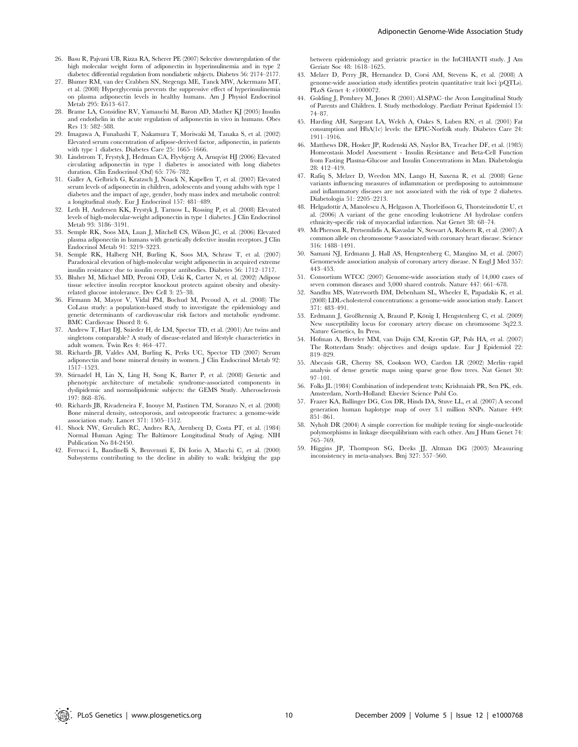26. Basu R, Pajvani UB, Rizza RA, Scherer PE (2007) Selective downregulation of the high molecular weight form of adiponectin in hyperinsulinemia and in type 2 diabetes: differential regulation from nondiabetic subjects. Diabetes 56: 2174–2177.
27. Blumer RM, van der Crabben SN, Stegenga ME, Tanck MW, Ackermans MT, et al. (2008) Hyperglycemia prevents the suppressive effect of hyperinsulinemia on plasma adiponectin levels in healthy humans. Am J Physiol Endocrinol Metab 295: E613–617.
28. Brame LA, Considine RV, Yamauchi M, Baron AD, Mather KJ (2005) Insulin and endothelin in the acute regulation of adiponectin in vivo in humans. Obes Res 13: 582–588.
29. Imagawa A, Funahashi T, Nakamura T, Moriwaki M, Tanaka S, et al. (2002) Elevated serum concentration of adipose-derived factor, adiponectin, in patients with type 1 diabetes. Diabetes Care 25: 1665–1666.
30. Lindstrom T, Frystyk J, Hedman CA, Flyvbjerg A, Arnqvist HJ (2006) Elevated circulating adiponectin in type 1 diabetes is associated with long diabetes duration. Clin Endocrinol (Oxf) 65: 776–782.
31. Galler A, Gelbrich G, Kratzsch J, Noack N, Kapellen T, et al. (2007) Elevated serum levels of adiponectin in children, adolescents and young adults with type 1 diabetes and the impact of age, gender, body mass index and metabolic control: a longitudinal study. Eur J Endocrinol 157: 481–489.
32. Leth H, Andersen KK, Frystyk J, Tarnow L, Rossing P, et al. (2008) Elevated levels of high-molecular-weight adiponectin in type 1 diabetes. J Clin Endocrinol Metab 93: 3186–3191.
33. Semple RK, Soos MA, Luan J, Mitchell CS, Wilson JC, et al. (2006) Elevated plasma adiponectin in humans with genetically defective insulin receptors. J Clin Endocrinol Metab 91: 3219–3223.
34. Semple RK, Halberg NH, Burling K, Soos MA, Schraw T, et al. (2007) Paradoxical elevation of high-molecular weight adiponectin in acquired extreme insulin resistance due to insulin receptor antibodies. Diabetes 56: 1712–1717.
35. Bluher M, Michael MD, Peroni OD, Ueki K, Carter N, et al. (2002) Adipose tissue selective insulin receptor knockout protects against obesity and obesity-related glucose intolerance. Dev Cell 3: 25–38.
36. Firmann M, Mayor V, Vidal PM, Bochud M, Pecoud A, et al. (2008) The CoLaus study: a population-based study to investigate the epidemiology and genetic determinants of cardiovascular risk factors and metabolic syndrome. BMC Cardiovasc Disord 8: 6.
37. Andrew T, Hart DJ, Snieder H, de LM, Spector TD, et al. (2001) Are twins and singletons comparable? A study of disease-related and lifestyle characteristics in adult women. Twin Res 4: 464–477.
38. Richards JB, Valdes AM, Burling K, Perks UC, Spector TD (2007) Serum adiponectin and bone mineral density in women. J Clin Endocrinol Metab 92: 1517–1523.
39. Stirnadel H, Lin X, Ling H, Song K, Barter P, et al. (2008) Genetic and phenotypic architecture of metabolic syndrome-associated components in dyslipidemic and normolipidemic subjects: the GEMS Study. Atherosclerosis 197: 868–876.
40. Richards JB, Rivadeneira F, Inouye M, Pastinen TM, Soranzo N, et al. (2008) Bone mineral density, osteoporosis, and osteoporotic fractures: a genome-wide association study. Lancet 371: 1505–1512.
41. Shock NW, Greulich RC, Andres RA, Arenberg D, Costa PT, et al. (1984) Normal Human Aging: The Baltimore Longitudinal Study of Aging. NIH Publication No 84-2450.
42. Ferrucci L, Bandinelli S, Benvenuti E, Di Iorio A, Macchi C, et al. (2000) Subsystems contributing to the decline in ability to walk: bridging the gap between epidemiology and geriatric practice in the InCHIANTI study. J Am Geriatr Soc 48: 1618–1625.
43. Melzer D, Perry JR, Hernandez D, Corsi AM, Stevens K, et al. (2008) A genome-wide association study identifies protein quantitative trait loci (pQTLs). PLoS Genet 4: e1000072.
44. Golding J, Pembrey M, Jones R (2001) ALSPAC–the Avon Longitudinal Study of Parents and Children. I. Study methodology. Paediatr Perinat Epidemiol 15: 74–87.
45. Harding AH, Sargeant LA, Welch A, Oakes S, Luben RN, et al. (2001) Fat consumption and HbA(1c) levels: the EPIC-Norfolk study. Diabetes Care 24: 1911–1916.
46. Matthews DR, Hosker JP, Rudenski AS, Naylor BA, Treacher DF, et al. (1985) Homeostasis Model Assessment - Insulin Resistance and Beta-Cell Function from Fasting Plasma-Glucose and Insulin Concentrations in Man. Diabetologia 28: 412–419.
47. Rafiq S, Melzer D, Weedon MN, Lango H, Saxena R, et al. (2008) Gene variants influencing measures of inflammation or predisposing to autoimmune and inflammatory diseases are not associated with the risk of type 2 diabetes. Diabetologia 51: 2205–2213.
48. Helgadottir A, Manolescu A, Helgason A, Thorleifsson G, Thorsteinsdottir U, et al. (2006) A variant of the gene encoding leukotriene A4 hydrolase confers ethnicity-specific risk of myocardial infarction. Nat Genet 38: 68–74.
49. McPherson R, Pertsemlidis A, Kavaslar N, Stewart A, Roberts R, et al. (2007) A common allele on chromosome 9 associated with coronary heart disease. Science 316: 1488–1491.
50. Samani NJ, Erdmann J, Hall AS, Hengstenberg C, Mangino M, et al. (2007) Genomewide association analysis of coronary artery disease. N Engl J Med 357: 443–453.
51. Consortium WTCC (2007) Genome-wide association study of 14,000 cases of seven common diseases and 3,000 shared controls. Nature 447: 661–678.
52. Sandhu MS, Waterworth DM, Debenham SL, Wheeler E, Papadakis K, et al. (2008) LDL-cholesterol concentrations: a genome-wide association study. Lancet 371: 483–491.
53. Erdmann J, Großhennig A, Braund P, König I, Hengstenberg C, et al. (2009) New susceptibility locus for coronary artery disease on chromosome 3q22.3. Nature Genetics, In Press.
54. Hofman A, Breteler MM, van Duijn CM, Krestin GP, Pols HA, et al. (2007) The Rotterdam Study: objectives and design update. Eur J Epidemiol 22: 819–829.
55. Abecasis GR, Cherny SS, Cookson WO, Cardon LR (2002) Merlin–rapid analysis of dense genetic maps using sparse gene flow trees. Nat Genet 30: 97–101.
56. Folks JL (1984) Combination of independent tests; Krishnaiah PR, Sen PK, eds. Amsterdam, North-Holland: Elsevier Science Publ Co.
57. Frazer KA, Ballinger DG, Cox DR, Hinds DA, Stuve LL, et al. (2007) A second generation human haplotype map of over 3.1 million SNPs. Nature 449: 851–861.
58. Nyholt DR (2004) A simple correction for multiple testing for single-nucleotide polymorphisms in linkage disequilibrium with each other. Am J Hum Genet 74: 765–769.
59. Higgins JP, Thompson SG, Deeks JJ, Altman DG (2003) Measuring inconsistency in meta-analyses. Bmj 327: 557–560.